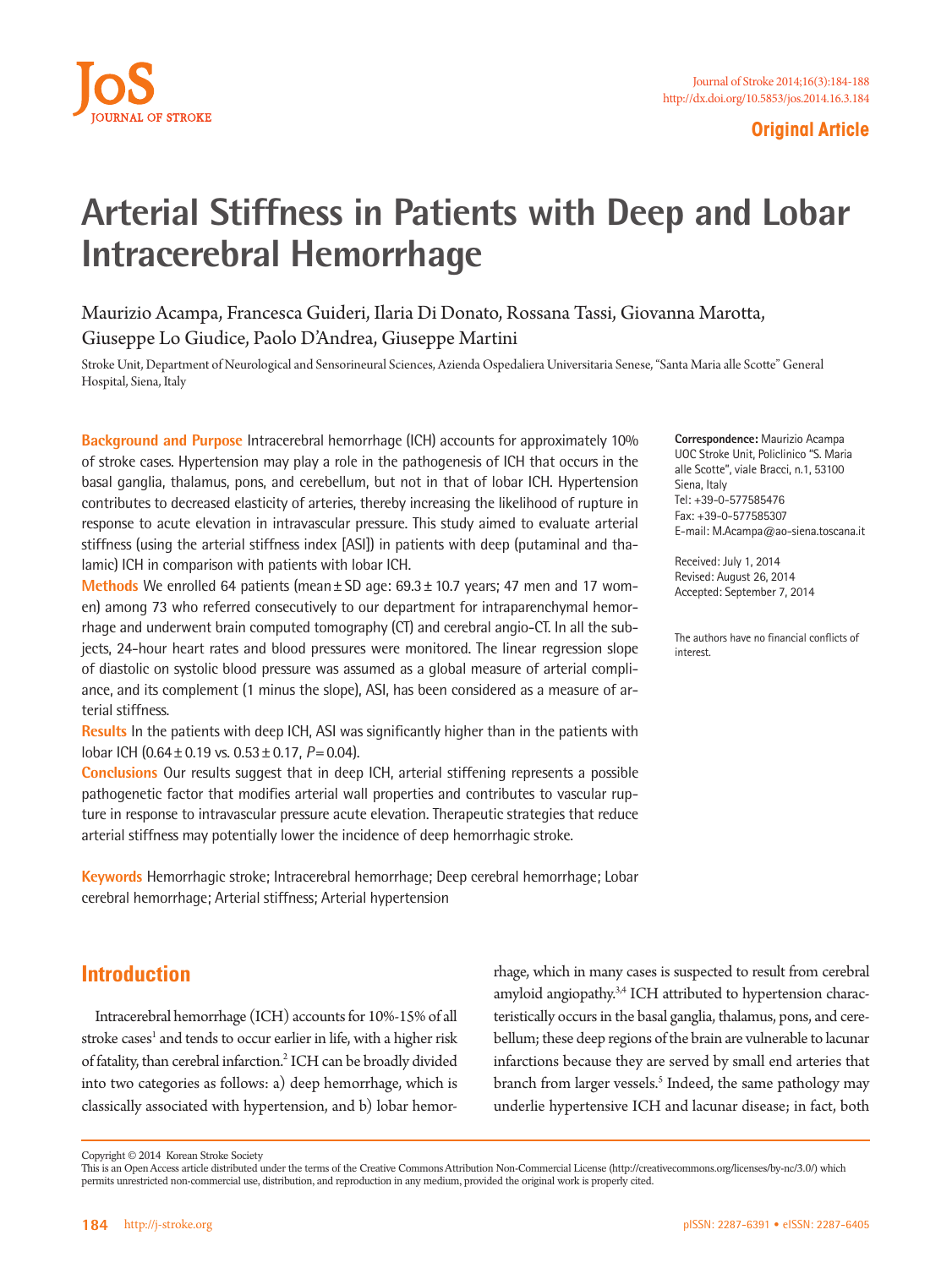# Arterial Stiffness in Patients with Deep and Lobar Intracerebral Hemorrhage

Maurizio Acampa, Francesca Guideri, Ilaria Di Donato, Rossana Tassi, Giovanna Marotta, Giuseppe Lo Giudice, Paolo D'Andrea, Giuseppe Martini

Stroke Unit, Department of Neurological and Sensorineural Sciences, Azienda Ospedaliera Universitaria Senese, "Santa Maria alle Scotte" General Hospital, Siena, Italy

**Background and Purpose** Intracerebral hemorrhage (ICH) accounts for approximately 10% of stroke cases. Hypertension may play a role in the pathogenesis of ICH that occurs in the basal ganglia, thalamus, pons, and cerebellum, but not in that of lobar ICH. Hypertension contributes to decreased elasticity of arteries, thereby increasing the likelihood of rupture in response to acute elevation in intravascular pressure. This study aimed to evaluate arterial stiffness (using the arterial stiffness index [ASI]) in patients with deep (putaminal and thalamic) ICH in comparison with patients with lobar ICH.

**Methods** We enrolled 64 patients (mean ± SD age: 69.3 ± 10.7 years; 47 men and 17 women) among 73 who referred consecutively to our department for intraparenchymal hemorrhage and underwent brain computed tomography (CT) and cerebral angio-CT. In all the subjects, 24-hour heart rates and blood pressures were monitored. The linear regression slope of diastolic on systolic blood pressure was assumed as a global measure of arterial compliance, and its complement (1 minus the slope), ASI, has been considered as a measure of arterial stiffness.

**Results** In the patients with deep ICH, ASI was significantly higher than in the patients with lobar ICH (0.64 ± 0.19 vs. 0.53 ± 0.17, $P = 0.04$).

**Conclusions** Our results suggest that in deep ICH, arterial stiffening represents a possible pathogenetic factor that modifies arterial wall properties and contributes to vascular rupture in response to intravascular pressure acute elevation. Therapeutic strategies that reduce arterial stiffness may potentially lower the incidence of deep hemorrhagic stroke.

**Keywords** Hemorrhagic stroke; Intracerebral hemorrhage; Deep cerebral hemorrhage; Lobar cerebral hemorrhage; Arterial stiffness; Arterial hypertension

**Correspondence:** Maurizio Acampa
UOC Stroke Unit, Policlinico "S. Maria alle Scotte", viale Bracci, n.1, 53100 Siena, Italy
Tel: +39-0-577585476
Fax: +39-0-577585307
E-mail: M.Acampa@ao-siena.toscana.it

Received: July 1, 2014
Revised: August 26, 2014
Accepted: September 7, 2014

The authors have no financial conflicts of interest.

## Introduction

Intracerebral hemorrhage (ICH) accounts for 10%-15% of all stroke cases[1] and tends to occur earlier in life, with a higher risk of fatality, than cerebral infarction.[2] ICH can be broadly divided into two categories as follows: a) deep hemorrhage, which is classically associated with hypertension, and b) lobar hemorrhage, which in many cases is suspected to result from cerebral amyloid angiopathy.[3,4] ICH attributed to hypertension characteristically occurs in the basal ganglia, thalamus, pons, and cerebellum; these deep regions of the brain are vulnerable to lacunar infarctions because they are served by small end arteries that branch from larger vessels.[5] Indeed, the same pathology may underlie hypertensive ICH and lacunar disease; in fact, both

Copyright © 2014 Korean Stroke Society
This is an Open Access article distributed under the terms of the Creative Commons Attribution Non-Commercial License (http://creativecommons.org/licenses/by-nc/3.0/) which permits unrestricted non-commercial use, distribution, and reproduction in any medium, provided the original work is properly cited.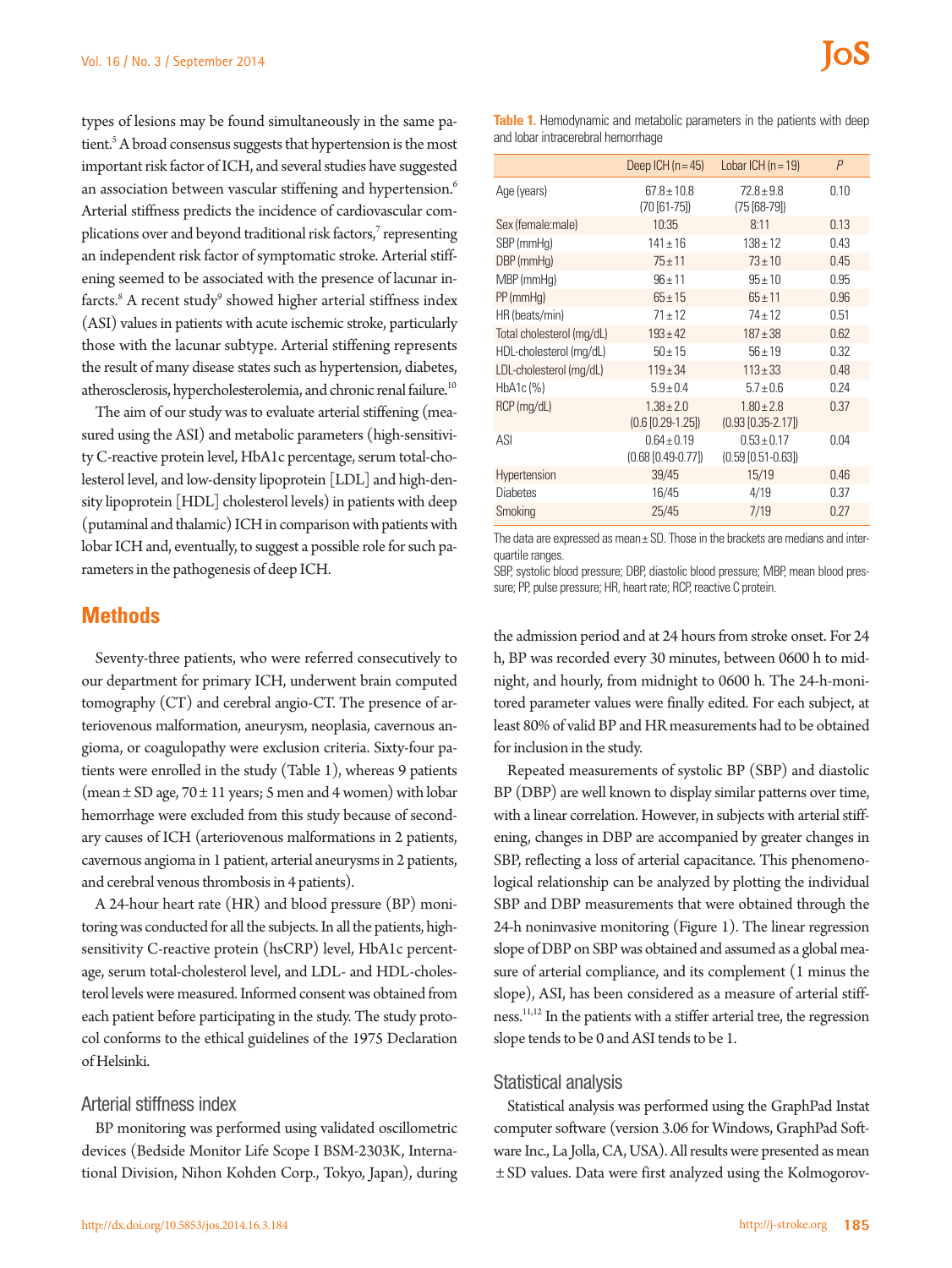types of lesions may be found simultaneously in the same patient.[5] A broad consensus suggests that hypertension is the most important risk factor of ICH, and several studies have suggested an association between vascular stiffening and hypertension.[6] Arterial stiffness predicts the incidence of cardiovascular complications over and beyond traditional risk factors,[7] representing an independent risk factor of symptomatic stroke. Arterial stiffening seemed to be associated with the presence of lacunar infarcts.[8] A recent study[9] showed higher arterial stiffness index (ASI) values in patients with acute ischemic stroke, particularly those with the lacunar subtype. Arterial stiffening represents the result of many disease states such as hypertension, diabetes, atherosclerosis, hypercholesterolemia, and chronic renal failure.[10]

The aim of our study was to evaluate arterial stiffening (measured using the ASI) and metabolic parameters (high-sensitivity C-reactive protein level, HbA1c percentage, serum total-cholesterol level, and low-density lipoprotein [LDL] and high-density lipoprotein [HDL] cholesterol levels) in patients with deep (putaminal and thalamic) ICH in comparison with patients with lobar ICH and, eventually, to suggest a possible role for such parameters in the pathogenesis of deep ICH.

## Methods

Seventy-three patients, who were referred consecutively to our department for primary ICH, underwent brain computed tomography (CT) and cerebral angio-CT. The presence of arteriovenous malformation, aneurysm, neoplasia, cavernous angioma, or coagulopathy were exclusion criteria. Sixty-four patients were enrolled in the study (Table 1), whereas 9 patients (mean ± SD age, 70 ± 11 years; 5 men and 4 women) with lobar hemorrhage were excluded from this study because of secondary causes of ICH (arteriovenous malformations in 2 patients, cavernous angioma in 1 patient, arterial aneurysms in 2 patients, and cerebral venous thrombosis in 4 patients).

A 24-hour heart rate (HR) and blood pressure (BP) monitoring was conducted for all the subjects. In all the patients, high-sensitivity C-reactive protein (hsCRP) level, HbA1c percentage, serum total-cholesterol level, and LDL- and HDL-cholesterol levels were measured. Informed consent was obtained from each patient before participating in the study. The study protocol conforms to the ethical guidelines of the 1975 Declaration of Helsinki.

**Table 1.** Hemodynamic and metabolic parameters in the patients with deep and lobar intracerebral hemorrhage

| | Deep ICH (n = 45) | Lobar ICH (n = 19) | P |
|---|---|---|---|
| Age (years) | 67.8 ± 10.8 (70 [61-75]) | 72.8 ± 9.8 (75 [68-79]) | 0.10 |
| Sex (female:male) | 10:35 | 8:11 | 0.13 |
| SBP (mmHg) | 141 ± 16 | 138 ± 12 | 0.43 |
| DBP (mmHg) | 75 ± 11 | 73 ± 10 | 0.45 |
| MBP (mmHg) | 96 ± 11 | 95 ± 10 | 0.95 |
| PP (mmHg) | 65 ± 15 | 65 ± 11 | 0.96 |
| HR (beats/min) | 71 ± 12 | 74 ± 12 | 0.51 |
| Total cholesterol (mg/dL) | 193 ± 42 | 187 ± 38 | 0.62 |
| HDL-cholesterol (mg/dL) | 50 ± 15 | 56 ± 19 | 0.32 |
| LDL-cholesterol (mg/dL) | 119 ± 34 | 113 ± 33 | 0.48 |
| HbA1c (%) | 5.9 ± 0.4 | 5.7 ± 0.6 | 0.24 |
| RCP (mg/dL) | 1.38 ± 2.0 (0.6 [0.29-1.25]) | 1.80 ± 2.8 (0.93 [0.35-2.17]) | 0.37 |
| ASI | 0.64 ± 0.19 (0.68 [0.49-0.77]) | 0.53 ± 0.17 (0.59 [0.51-0.63]) | 0.04 |
| Hypertension | 39/45 | 15/19 | 0.46 |
| Diabetes | 16/45 | 4/19 | 0.37 |
| Smoking | 25/45 | 7/19 | 0.27 |

The data are expressed as mean ± SD. Those in the brackets are medians and interquartile ranges.
SBP, systolic blood pressure; DBP, diastolic blood pressure; MBP, mean blood pressure; PP, pulse pressure; HR, heart rate; RCP, reactive C protein.

### Arterial stiffness index

BP monitoring was performed using validated oscillometric devices (Bedside Monitor Life Scope I BSM-2303K, International Division, Nihon Kohden Corp., Tokyo, Japan), during the admission period and at 24 hours from stroke onset. For 24 h, BP was recorded every 30 minutes, between 0600 h to midnight, and hourly, from midnight to 0600 h. The 24-h-monitored parameter values were finally edited. For each subject, at least 80% of valid BP and HR measurements had to be obtained for inclusion in the study.

Repeated measurements of systolic BP (SBP) and diastolic BP (DBP) are well known to display similar patterns over time, with a linear correlation. However, in subjects with arterial stiffening, changes in DBP are accompanied by greater changes in SBP, reflecting a loss of arterial capacitance. This phenomenological relationship can be analyzed by plotting the individual SBP and DBP measurements that were obtained through the 24-h noninvasive monitoring (Figure 1). The linear regression slope of DBP on SBP was obtained and assumed as a global measure of arterial compliance, and its complement (1 minus the slope), ASI, has been considered as a measure of arterial stiffness.[11,12] In the patients with a stiffer arterial tree, the regression slope tends to be 0 and ASI tends to be 1.

### Statistical analysis

Statistical analysis was performed using the GraphPad Instat computer software (version 3.06 for Windows, GraphPad Software Inc., La Jolla, CA, USA). All results were presented as mean ± SD values. Data were first analyzed using the Kolmogorov-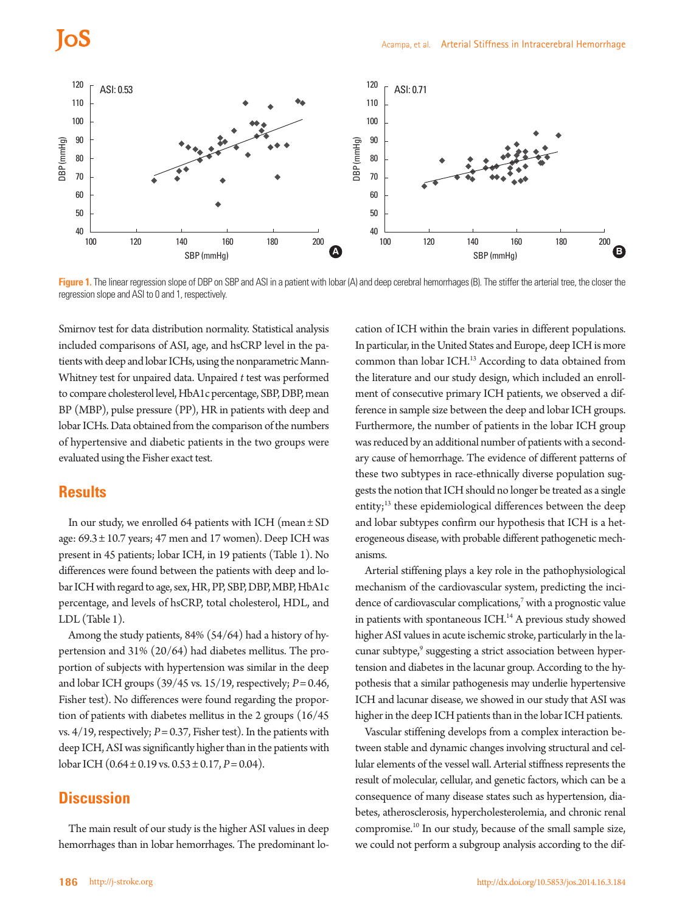Figure 1. The linear regression slope of DBP on SBP and ASI in a patient with lobar (A) and deep cerebral hemorrhages (B). The stiffer the arterial tree, the closer the regression slope and ASI to 0 and 1, respectively.

Smirnov test for data distribution normality. Statistical analysis included comparisons of ASI, age, and hsCRP level in the patients with deep and lobar ICHs, using the nonparametric Mann-Whitney test for unpaired data. Unpaired *t* test was performed to compare cholesterol level, HbA1c percentage, SBP, DBP, mean BP (MBP), pulse pressure (PP), HR in patients with deep and lobar ICHs. Data obtained from the comparison of the numbers of hypertensive and diabetic patients in the two groups were evaluated using the Fisher exact test.

## Results

In our study, we enrolled 64 patients with ICH (mean ± SD age: 69.3 ± 10.7 years; 47 men and 17 women). Deep ICH was present in 45 patients; lobar ICH, in 19 patients (Table 1). No differences were found between the patients with deep and lobar ICH with regard to age, sex, HR, PP, SBP, DBP, MBP, HbA1c percentage, and levels of hsCRP, total cholesterol, HDL, and LDL (Table 1).

Among the study patients, 84% (54/64) had a history of hypertension and 31% (20/64) had diabetes mellitus. The proportion of subjects with hypertension was similar in the deep and lobar ICH groups (39/45 vs. 15/19, respectively; $P = 0.46$, Fisher test). No differences were found regarding the proportion of patients with diabetes mellitus in the 2 groups (16/45 vs. 4/19, respectively; $P = 0.37$, Fisher test). In the patients with deep ICH, ASI was significantly higher than in the patients with lobar ICH (0.64 ± 0.19 vs. 0.53 ± 0.17, $P = 0.04$).

## Discussion

The main result of our study is the higher ASI values in deep hemorrhages than in lobar hemorrhages. The predominant location of ICH within the brain varies in different populations. In particular, in the United States and Europe, deep ICH is more common than lobar ICH.[13] According to data obtained from the literature and our study design, which included an enrollment of consecutive primary ICH patients, we observed a difference in sample size between the deep and lobar ICH groups. Furthermore, the number of patients in the lobar ICH group was reduced by an additional number of patients with a secondary cause of hemorrhage. The evidence of different patterns of these two subtypes in race-ethnically diverse population suggests the notion that ICH should no longer be treated as a single entity;[13] these epidemiological differences between the deep and lobar subtypes confirm our hypothesis that ICH is a heterogeneous disease, with probable different pathogenetic mechanisms.

Arterial stiffening plays a key role in the pathophysiological mechanism of the cardiovascular system, predicting the incidence of cardiovascular complications,[7] with a prognostic value in patients with spontaneous ICH.[14] A previous study showed higher ASI values in acute ischemic stroke, particularly in the lacunar subtype,[9] suggesting a strict association between hypertension and diabetes in the lacunar group. According to the hypothesis that a similar pathogenesis may underlie hypertensive ICH and lacunar disease, we showed in our study that ASI was higher in the deep ICH patients than in the lobar ICH patients.

Vascular stiffening develops from a complex interaction between stable and dynamic changes involving structural and cellular elements of the vessel wall. Arterial stiffness represents the result of molecular, cellular, and genetic factors, which can be a consequence of many disease states such as hypertension, diabetes, atherosclerosis, hypercholesterolemia, and chronic renal compromise.[10] In our study, because of the small sample size, we could not perform a subgroup analysis according to the dif-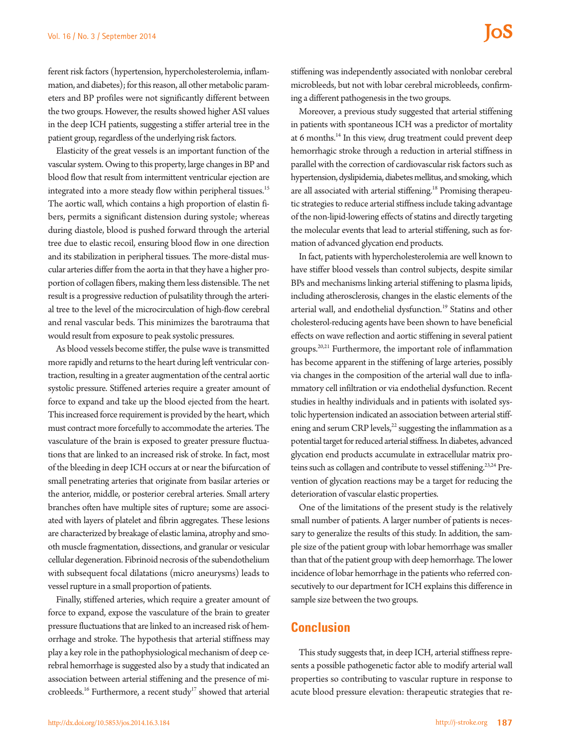ferent risk factors (hypertension, hypercholesterolemia, inflammation, and diabetes); for this reason, all other metabolic parameters and BP profiles were not significantly different between the two groups. However, the results showed higher ASI values in the deep ICH patients, suggesting a stiffer arterial tree in the patient group, regardless of the underlying risk factors.

Elasticity of the great vessels is an important function of the vascular system. Owing to this property, large changes in BP and blood flow that result from intermittent ventricular ejection are integrated into a more steady flow within peripheral tissues.[15] The aortic wall, which contains a high proportion of elastin fibers, permits a significant distension during systole; whereas during diastole, blood is pushed forward through the arterial tree due to elastic recoil, ensuring blood flow in one direction and its stabilization in peripheral tissues. The more-distal muscular arteries differ from the aorta in that they have a higher proportion of collagen fibers, making them less distensible. The net result is a progressive reduction of pulsatility through the arterial tree to the level of the microcirculation of high-flow cerebral and renal vascular beds. This minimizes the barotrauma that would result from exposure to peak systolic pressures.

As blood vessels become stiffer, the pulse wave is transmitted more rapidly and returns to the heart during left ventricular contraction, resulting in a greater augmentation of the central aortic systolic pressure. Stiffened arteries require a greater amount of force to expand and take up the blood ejected from the heart. This increased force requirement is provided by the heart, which must contract more forcefully to accommodate the arteries. The vasculature of the brain is exposed to greater pressure fluctuations that are linked to an increased risk of stroke. In fact, most of the bleeding in deep ICH occurs at or near the bifurcation of small penetrating arteries that originate from basilar arteries or the anterior, middle, or posterior cerebral arteries. Small artery branches often have multiple sites of rupture; some are associated with layers of platelet and fibrin aggregates. These lesions are characterized by breakage of elastic lamina, atrophy and smooth muscle fragmentation, dissections, and granular or vesicular cellular degeneration. Fibrinoid necrosis of the subendothelium with subsequent focal dilatations (micro aneurysms) leads to vessel rupture in a small proportion of patients.

Finally, stiffened arteries, which require a greater amount of force to expand, expose the vasculature of the brain to greater pressure fluctuations that are linked to an increased risk of hemorrhage and stroke. The hypothesis that arterial stiffness may play a key role in the pathophysiological mechanism of deep cerebral hemorrhage is suggested also by a study that indicated an association between arterial stiffening and the presence of microbleeds.[16] Furthermore, a recent study[17] showed that arterial stiffening was independently associated with nonlobar cerebral microbleeds, but not with lobar cerebral microbleeds, confirming a different pathogenesis in the two groups.

Moreover, a previous study suggested that arterial stiffening in patients with spontaneous ICH was a predictor of mortality at 6 months.[14] In this view, drug treatment could prevent deep hemorrhagic stroke through a reduction in arterial stiffness in parallel with the correction of cardiovascular risk factors such as hypertension, dyslipidemia, diabetes mellitus, and smoking, which are all associated with arterial stiffening.[18] Promising therapeutic strategies to reduce arterial stiffness include taking advantage of the non-lipid-lowering effects of statins and directly targeting the molecular events that lead to arterial stiffening, such as formation of advanced glycation end products.

In fact, patients with hypercholesterolemia are well known to have stiffer blood vessels than control subjects, despite similar BPs and mechanisms linking arterial stiffening to plasma lipids, including atherosclerosis, changes in the elastic elements of the arterial wall, and endothelial dysfunction.[19] Statins and other cholesterol-reducing agents have been shown to have beneficial effects on wave reflection and aortic stiffening in several patient groups.[20,21] Furthermore, the important role of inflammation has become apparent in the stiffening of large arteries, possibly via changes in the composition of the arterial wall due to inflammatory cell infiltration or via endothelial dysfunction. Recent studies in healthy individuals and in patients with isolated systolic hypertension indicated an association between arterial stiffening and serum CRP levels,[22] suggesting the inflammation as a potential target for reduced arterial stiffness. In diabetes, advanced glycation end products accumulate in extracellular matrix proteins such as collagen and contribute to vessel stiffening.[23,24] Prevention of glycation reactions may be a target for reducing the deterioration of vascular elastic properties.

One of the limitations of the present study is the relatively small number of patients. A larger number of patients is necessary to generalize the results of this study. In addition, the sample size of the patient group with lobar hemorrhage was smaller than that of the patient group with deep hemorrhage. The lower incidence of lobar hemorrhage in the patients who referred consecutively to our department for ICH explains this difference in sample size between the two groups.

## Conclusion

This study suggests that, in deep ICH, arterial stiffness represents a possible pathogenetic factor able to modify arterial wall properties so contributing to vascular rupture in response to acute blood pressure elevation: therapeutic strategies that re-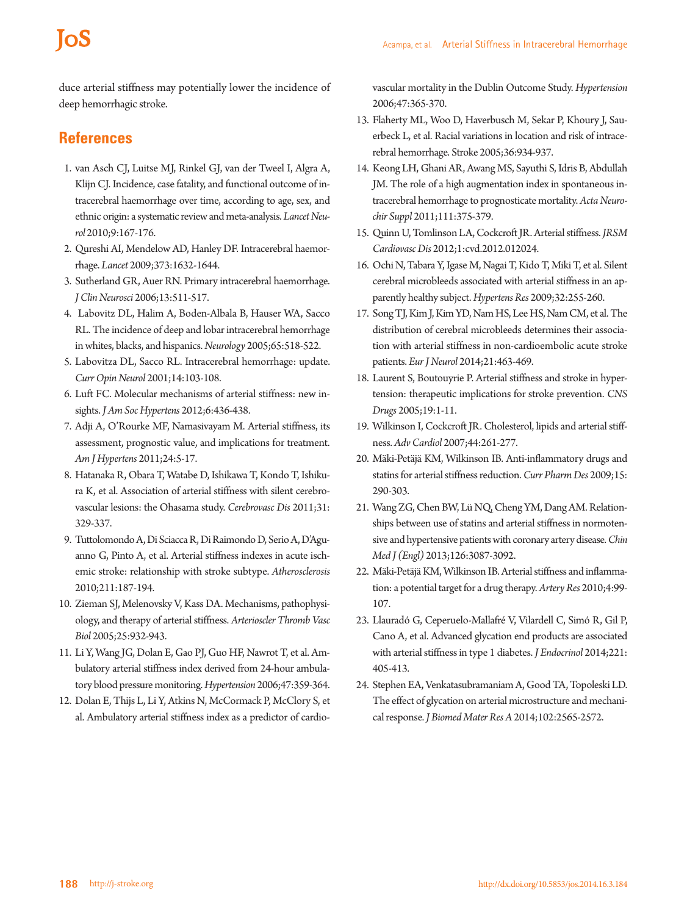duce arterial stiffness may potentially lower the incidence of deep hemorrhagic stroke.

## References

1. van Asch CJ, Luitse MJ, Rinkel GJ, van der Tweel I, Algra A, Klijn CJ. Incidence, case fatality, and functional outcome of intracerebral haemorrhage over time, according to age, sex, and ethnic origin: a systematic review and meta-analysis. *Lancet Neurol* 2010;9:167-176.
2. Qureshi AI, Mendelow AD, Hanley DF. Intracerebral haemorrhage. *Lancet* 2009;373:1632-1644.
3. Sutherland GR, Auer RN. Primary intracerebral haemorrhage. *J Clin Neurosci* 2006;13:511-517.
4. Labovitz DL, Halim A, Boden-Albala B, Hauser WA, Sacco RL. The incidence of deep and lobar intracerebral hemorrhage in whites, blacks, and hispanics. *Neurology* 2005;65:518-522.
5. Labovitza DL, Sacco RL. Intracerebral hemorrhage: update. *Curr Opin Neurol* 2001;14:103-108.
6. Luft FC. Molecular mechanisms of arterial stiffness: new insights. *J Am Soc Hypertens* 2012;6:436-438.
7. Adji A, O'Rourke MF, Namasivayam M. Arterial stiffness, its assessment, prognostic value, and implications for treatment. *Am J Hypertens* 2011;24:5-17.
8. Hatanaka R, Obara T, Watabe D, Ishikawa T, Kondo T, Ishikura K, et al. Association of arterial stiffness with silent cerebrovascular lesions: the Ohasama study. *Cerebrovasc Dis* 2011;31:329-337.
9. Tuttolomondo A, Di Sciacca R, Di Raimondo D, Serio A, D'Aguanno G, Pinto A, et al. Arterial stiffness indexes in acute ischemic stroke: relationship with stroke subtype. *Atherosclerosis* 2010;211:187-194.
10. Zieman SJ, Melenovsky V, Kass DA. Mechanisms, pathophysiology, and therapy of arterial stiffness. *Arterioscler Thromb Vasc Biol* 2005;25:932-943.
11. Li Y, Wang JG, Dolan E, Gao PJ, Guo HF, Nawrot T, et al. Ambulatory arterial stiffness index derived from 24-hour ambulatory blood pressure monitoring. *Hypertension* 2006;47:359-364.
12. Dolan E, Thijs L, Li Y, Atkins N, McCormack P, McClory S, et al. Ambulatory arterial stiffness index as a predictor of cardiovascular mortality in the Dublin Outcome Study. *Hypertension* 2006;47:365-370.
13. Flaherty ML, Woo D, Haverbusch M, Sekar P, Khoury J, Sauerbeck L, et al. Racial variations in location and risk of intracerebral hemorrhage. Stroke 2005;36:934-937.
14. Keong LH, Ghani AR, Awang MS, Sayuthi S, Idris B, Abdullah JM. The role of a high augmentation index in spontaneous intracerebral hemorrhage to prognosticate mortality. *Acta Neurochir Suppl* 2011;111:375-379.
15. Quinn U, Tomlinson LA, Cockcroft JR. Arterial stiffness. *JRSM Cardiovasc Dis* 2012;1:cvd.2012.012024.
16. Ochi N, Tabara Y, Igase M, Nagai T, Kido T, Miki T, et al. Silent cerebral microbleeds associated with arterial stiffness in an apparently healthy subject. *Hypertens Res* 2009;32:255-260.
17. Song TJ, Kim J, Kim YD, Nam HS, Lee HS, Nam CM, et al. The distribution of cerebral microbleeds determines their association with arterial stiffness in non-cardioembolic acute stroke patients. *Eur J Neurol* 2014;21:463-469.
18. Laurent S, Boutouyrie P. Arterial stiffness and stroke in hypertension: therapeutic implications for stroke prevention. *CNS Drugs* 2005;19:1-11.
19. Wilkinson I, Cockcroft JR. Cholesterol, lipids and arterial stiffness. *Adv Cardiol* 2007;44:261-277.
20. Mäki-Petäjä KM, Wilkinson IB. Anti-inflammatory drugs and statins for arterial stiffness reduction. *Curr Pharm Des* 2009;15:290-303.
21. Wang ZG, Chen BW, Lü NQ, Cheng YM, Dang AM. Relationships between use of statins and arterial stiffness in normotensive and hypertensive patients with coronary artery disease. *Chin Med J (Engl)* 2013;126:3087-3092.
22. Mäki-Petäjä KM, Wilkinson IB. Arterial stiffness and inflammation: a potential target for a drug therapy. *Artery Res* 2010;4:99-107.
23. Llauradó G, Ceperuelo-Mallafré V, Vilardell C, Simó R, Gil P, Cano A, et al. Advanced glycation end products are associated with arterial stiffness in type 1 diabetes. *J Endocrinol* 2014;221:405-413.
24. Stephen EA, Venkatasubramaniam A, Good TA, Topoleski LD. The effect of glycation on arterial microstructure and mechanical response. *J Biomed Mater Res A* 2014;102:2565-2572.